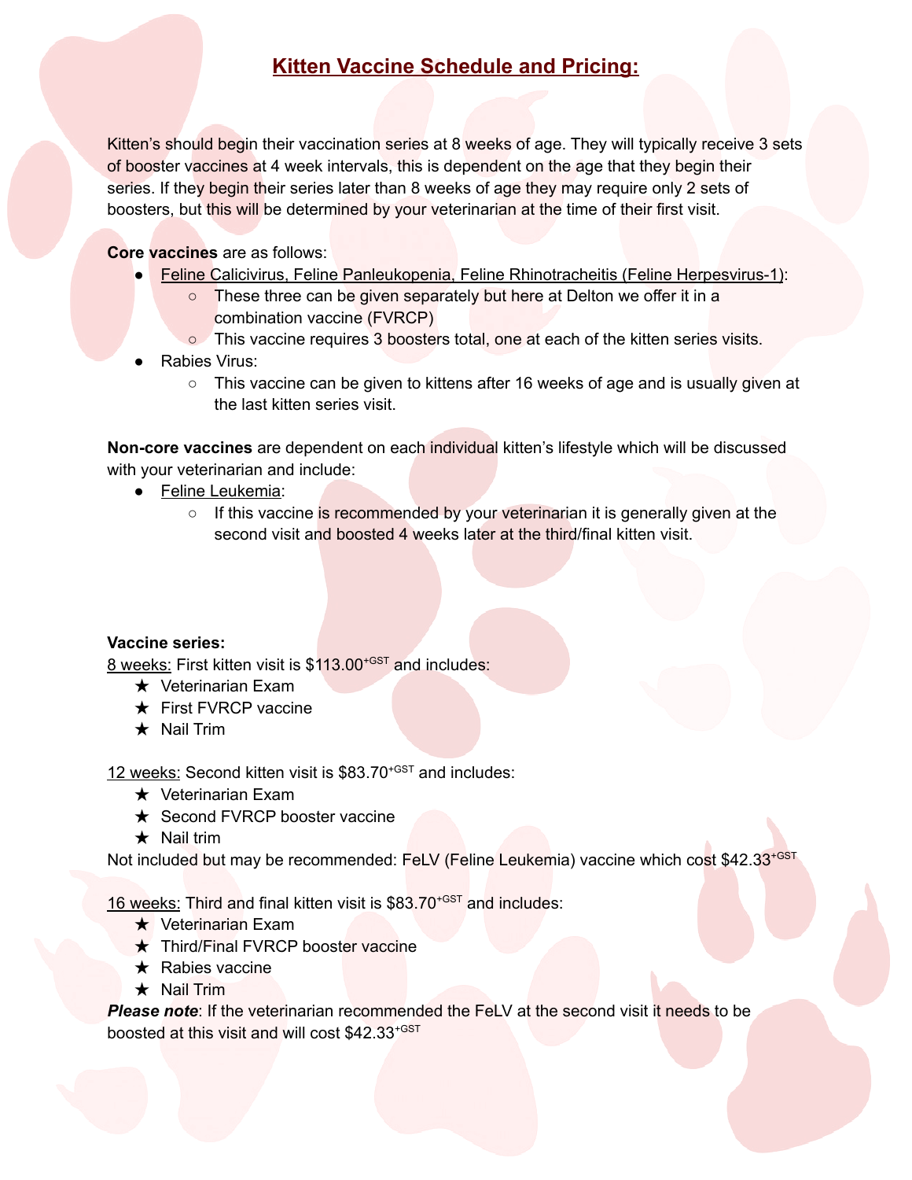# Kitten Vaccine Schedule and Pricing:

Kitten's should begin their vaccination series at 8 weeks of age. They will typically receive 3 sets of booster vaccines at 4 week intervals, this is dependent on the age that they begin their series. If they begin their series later than 8 weeks of age they may require only 2 sets of boosters, but this will be determined by your veterinarian at the time of their first visit.

**Core vaccines** are as follows:

- Feline Calicivirus, Feline Panleukopenia, Feline Rhinotracheitis (Feline Herpesvirus-1):
  - These three can be given separately but here at Delton we offer it in a combination vaccine (FVRCP)
  - This vaccine requires 3 boosters total, one at each of the kitten series visits.
- Rabies Virus:
  - This vaccine can be given to kittens after 16 weeks of age and is usually given at the last kitten series visit.

**Non-core vaccines** are dependent on each individual kitten's lifestyle which will be discussed with your veterinarian and include:

- Feline Leukemia:
  - If this vaccine is recommended by your veterinarian it is generally given at the second visit and boosted 4 weeks later at the third/final kitten visit.

**Vaccine series:**

8 weeks: First kitten visit is $113.00^{+GST}$ and includes:

- ★ Veterinarian Exam
- ★ First FVRCP vaccine
- ★ Nail Trim

12 weeks: Second kitten visit is $83.70^{+GST}$ and includes:

- ★ Veterinarian Exam
- ★ Second FVRCP booster vaccine
- ★ Nail trim

Not included but may be recommended: FeLV (Feline Leukemia) vaccine which cost $42.33^{+GST}$

16 weeks: Third and final kitten visit is $83.70^{+GST}$ and includes:

- ★ Veterinarian Exam
- ★ Third/Final FVRCP booster vaccine
- ★ Rabies vaccine
- ★ Nail Trim

***Please note***: If the veterinarian recommended the FeLV at the second visit it needs to be boosted at this visit and will cost $42.33^{+GST}$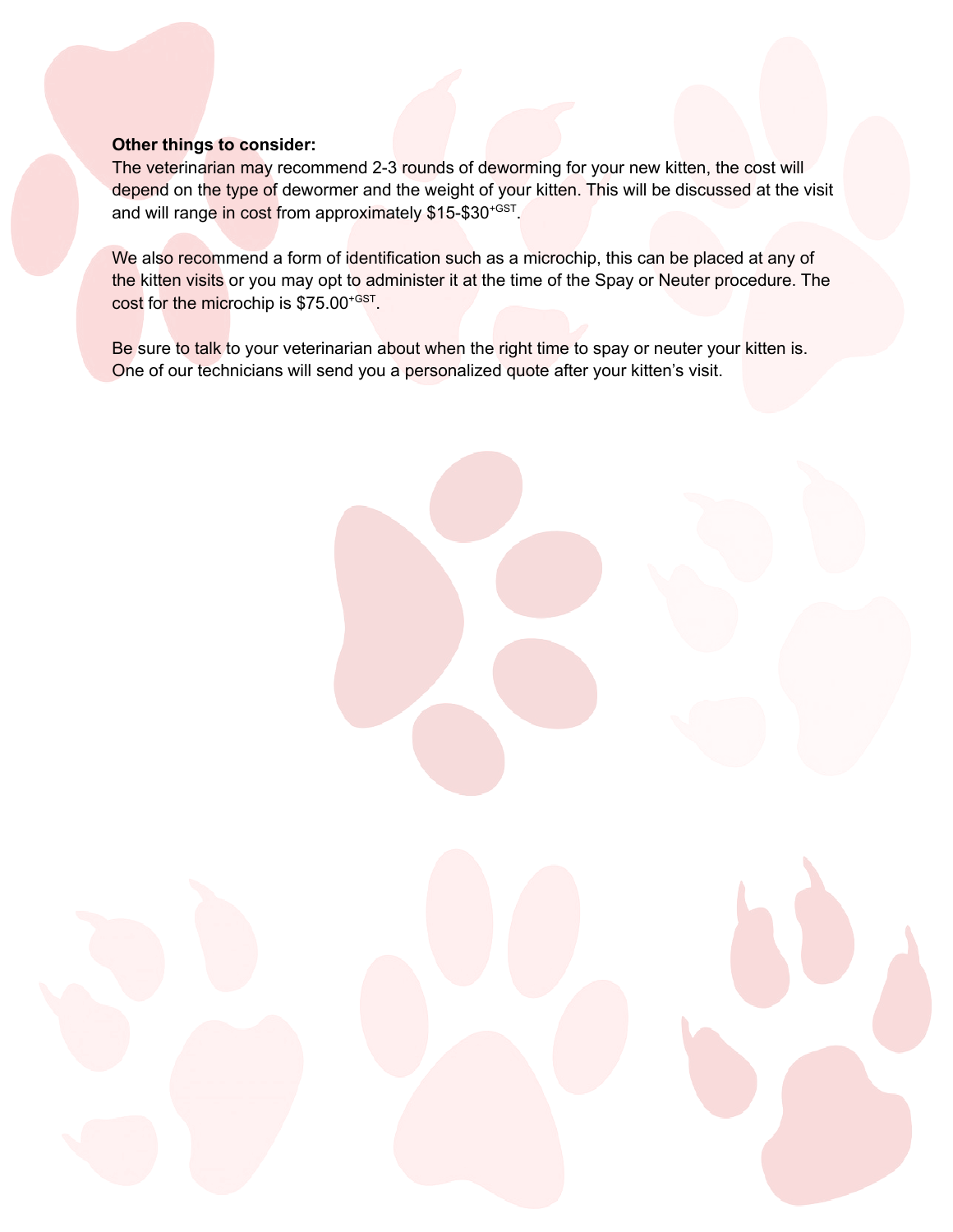**Other things to consider:**

The veterinarian may recommend 2-3 rounds of deworming for your new kitten, the cost will depend on the type of dewormer and the weight of your kitten. This will be discussed at the visit and will range in cost from approximately $15-$30^{+GST}.

We also recommend a form of identification such as a microchip, this can be placed at any of the kitten visits or you may opt to administer it at the time of the Spay or Neuter procedure. The cost for the microchip is $75.00^{+GST}.

Be sure to talk to your veterinarian about when the right time to spay or neuter your kitten is. One of our technicians will send you a personalized quote after your kitten's visit.